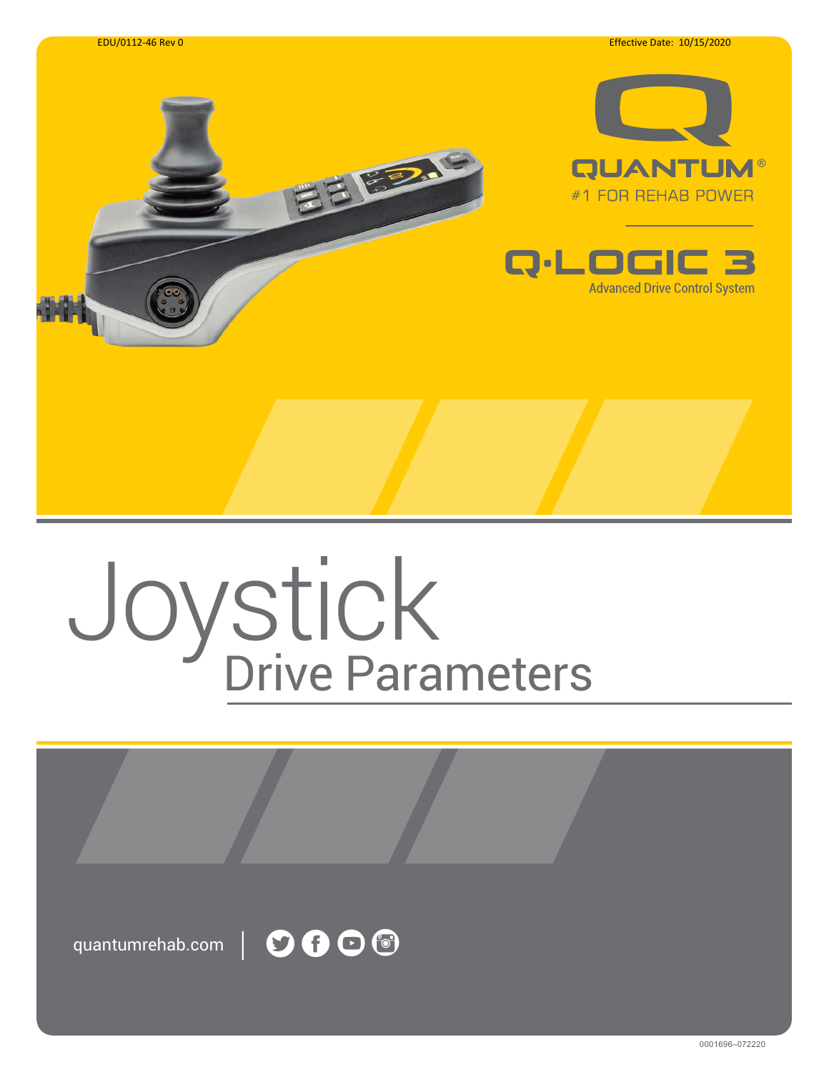EDU/0112-46 Rev 0

Effective Date: 10/15/2020

QUANTUM®

#1 FOR REHAB POWER

# Q·LOGIC 3

Advanced Drive Control System

# Joystick

## Drive Parameters

quantumrehab.com

0001696–072220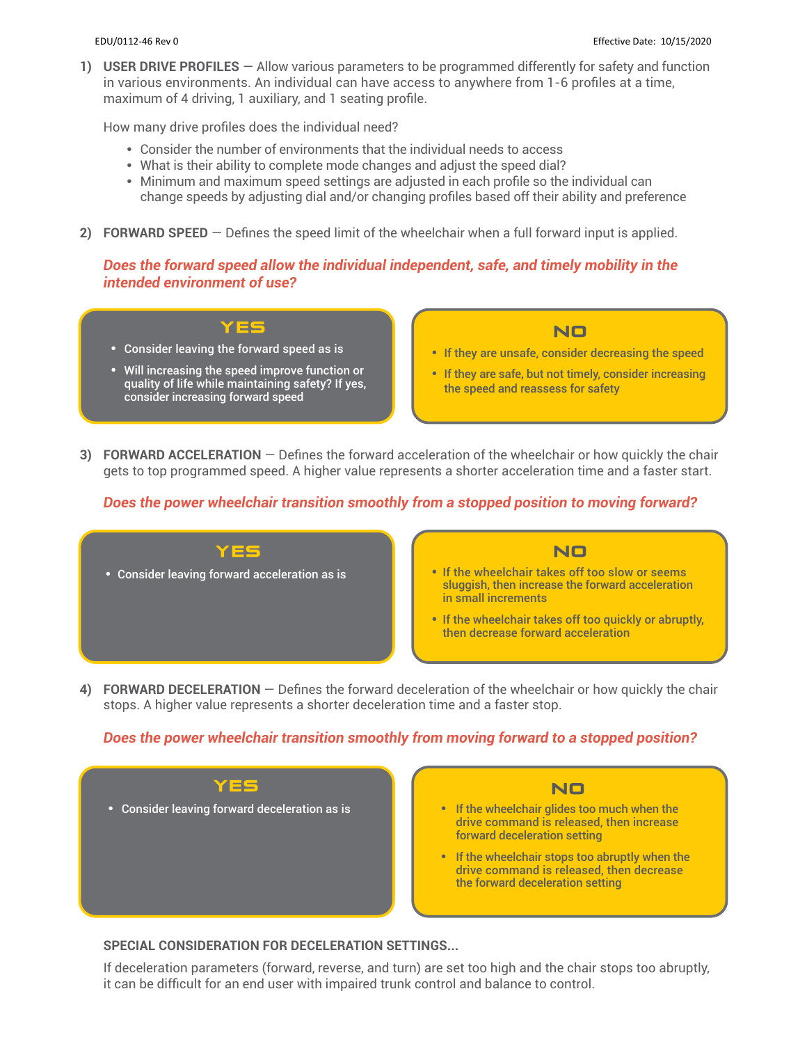1) **USER DRIVE PROFILES** — Allow various parameters to be programmed differently for safety and function in various environments. An individual can have access to anywhere from 1-6 profiles at a time, maximum of 4 driving, 1 auxiliary, and 1 seating profile.

   How many drive profiles does the individual need?

   - Consider the number of environments that the individual needs to access
   - What is their ability to complete mode changes and adjust the speed dial?
   - Minimum and maximum speed settings are adjusted in each profile so the individual can change speeds by adjusting dial and/or changing profiles based off their ability and preference

2) **FORWARD SPEED** — Defines the speed limit of the wheelchair when a full forward input is applied.

   ***Does the forward speed allow the individual independent, safe, and timely mobility in the intended environment of use?***

   **YES**
   - Consider leaving the forward speed as is
   - Will increasing the speed improve function or quality of life while maintaining safety? If yes, consider increasing forward speed

   **NO**
   - If they are unsafe, consider decreasing the speed
   - If they are safe, but not timely, consider increasing the speed and reassess for safety

3) **FORWARD ACCELERATION** — Defines the forward acceleration of the wheelchair or how quickly the chair gets to top programmed speed. A higher value represents a shorter acceleration time and a faster start.

   ***Does the power wheelchair transition smoothly from a stopped position to moving forward?***

   **YES**
   - Consider leaving forward acceleration as is

   **NO**
   - If the wheelchair takes off too slow or seems sluggish, then increase the forward acceleration in small increments
   - If the wheelchair takes off too quickly or abruptly, then decrease forward acceleration

4) **FORWARD DECELERATION** — Defines the forward deceleration of the wheelchair or how quickly the chair stops. A higher value represents a shorter deceleration time and a faster stop.

   ***Does the power wheelchair transition smoothly from moving forward to a stopped position?***

   **YES**
   - Consider leaving forward deceleration as is

   **NO**
   - If the wheelchair glides too much when the drive command is released, then increase forward deceleration setting
   - If the wheelchair stops too abruptly when the drive command is released, then decrease the forward deceleration setting

   **SPECIAL CONSIDERATION FOR DECELERATION SETTINGS...**

   If deceleration parameters (forward, reverse, and turn) are set too high and the chair stops too abruptly, it can be difficult for an end user with impaired trunk control and balance to control.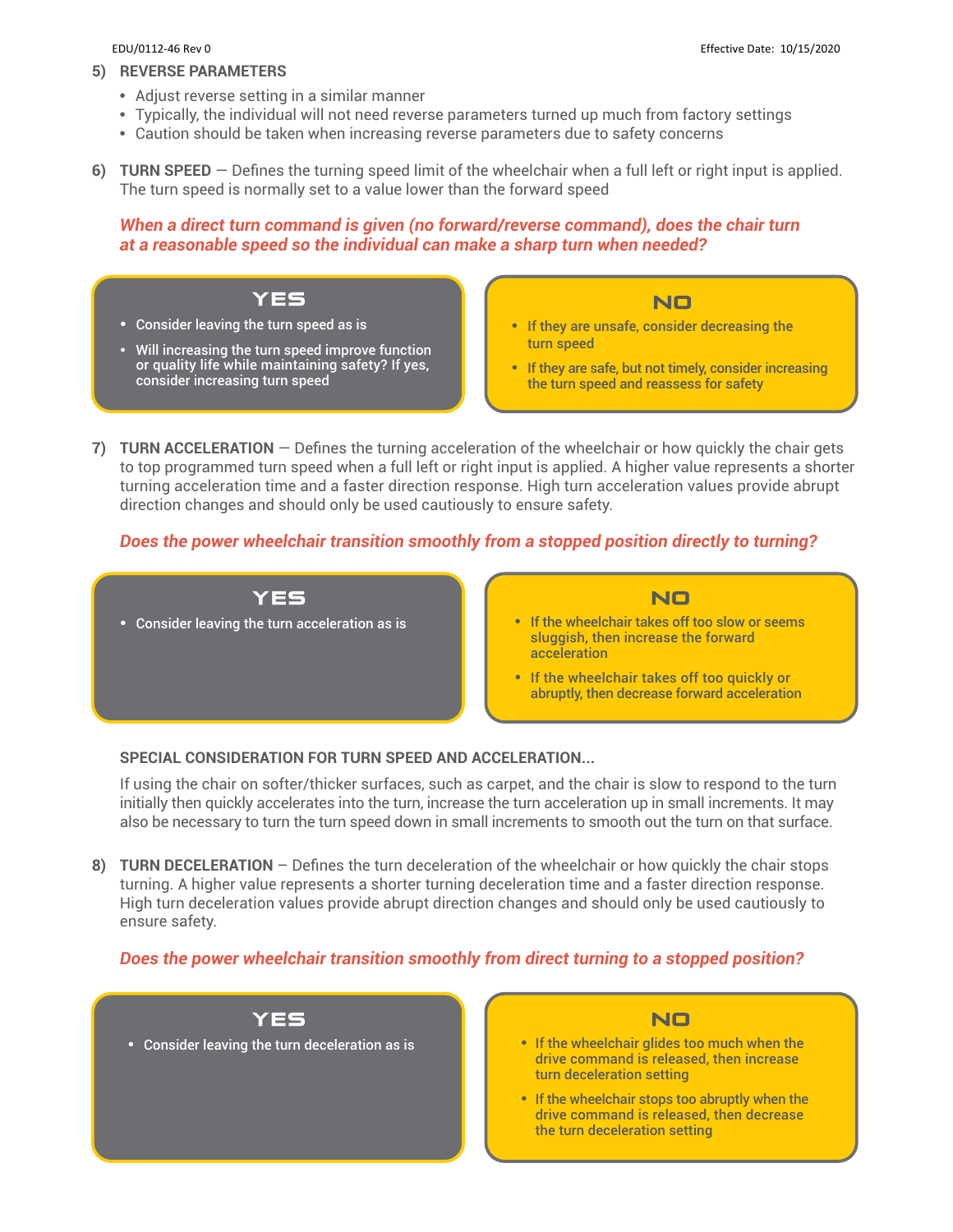## 5) REVERSE PARAMETERS

- Adjust reverse setting in a similar manner
- Typically, the individual will not need reverse parameters turned up much from factory settings
- Caution should be taken when increasing reverse parameters due to safety concerns

## 6) TURN SPEED

**TURN SPEED** — Defines the turning speed limit of the wheelchair when a full left or right input is applied. The turn speed is normally set to a value lower than the forward speed

***When a direct turn command is given (no forward/reverse command), does the chair turn at a reasonable speed so the individual can make a sharp turn when needed?***

**YES**

- Consider leaving the turn speed as is
- Will increasing the turn speed improve function or quality life while maintaining safety? If yes, consider increasing turn speed

**NO**

- If they are unsafe, consider decreasing the turn speed
- If they are safe, but not timely, consider increasing the turn speed and reassess for safety

## 7) TURN ACCELERATION

**TURN ACCELERATION** — Defines the turning acceleration of the wheelchair or how quickly the chair gets to top programmed turn speed when a full left or right input is applied. A higher value represents a shorter turning acceleration time and a faster direction response. High turn acceleration values provide abrupt direction changes and should only be used cautiously to ensure safety.

***Does the power wheelchair transition smoothly from a stopped position directly to turning?***

**YES**

- Consider leaving the turn acceleration as is

**NO**

- If the wheelchair takes off too slow or seems sluggish, then increase the forward acceleration
- If the wheelchair takes off too quickly or abruptly, then decrease forward acceleration

**SPECIAL CONSIDERATION FOR TURN SPEED AND ACCELERATION...**

If using the chair on softer/thicker surfaces, such as carpet, and the chair is slow to respond to the turn initially then quickly accelerates into the turn, increase the turn acceleration up in small increments. It may also be necessary to turn the turn speed down in small increments to smooth out the turn on that surface.

## 8) TURN DECELERATION

**TURN DECELERATION** – Defines the turn deceleration of the wheelchair or how quickly the chair stops turning. A higher value represents a shorter turning deceleration time and a faster direction response. High turn deceleration values provide abrupt direction changes and should only be used cautiously to ensure safety.

***Does the power wheelchair transition smoothly from direct turning to a stopped position?***

**YES**

- Consider leaving the turn deceleration as is

**NO**

- If the wheelchair glides too much when the drive command is released, then increase turn deceleration setting
- If the wheelchair stops too abruptly when the drive command is released, then decrease the turn deceleration setting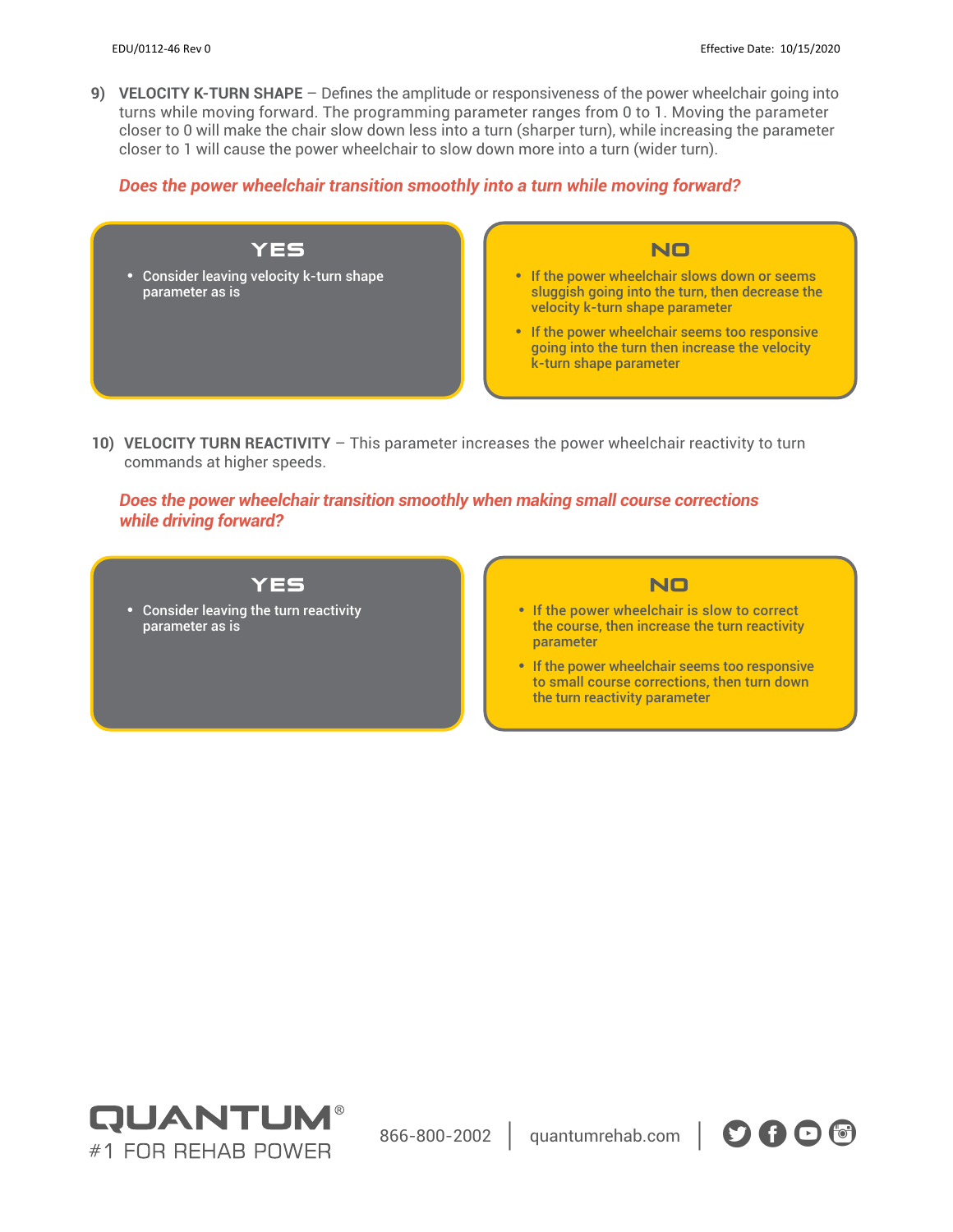9) **VELOCITY K-TURN SHAPE** – Defines the amplitude or responsiveness of the power wheelchair going into turns while moving forward. The programming parameter ranges from 0 to 1. Moving the parameter closer to 0 will make the chair slow down less into a turn (sharper turn), while increasing the parameter closer to 1 will cause the power wheelchair to slow down more into a turn (wider turn).

***Does the power wheelchair transition smoothly into a turn while moving forward?***

**YES**

- Consider leaving velocity k-turn shape parameter as is

**NO**

- If the power wheelchair slows down or seems sluggish going into the turn, then decrease the velocity k-turn shape parameter
- If the power wheelchair seems too responsive going into the turn then increase the velocity k-turn shape parameter

10) **VELOCITY TURN REACTIVITY** – This parameter increases the power wheelchair reactivity to turn commands at higher speeds.

***Does the power wheelchair transition smoothly when making small course corrections while driving forward?***

**YES**

- Consider leaving the turn reactivity parameter as is

**NO**

- If the power wheelchair is slow to correct the course, then increase the turn reactivity parameter
- If the power wheelchair seems too responsive to small course corrections, then turn down the turn reactivity parameter